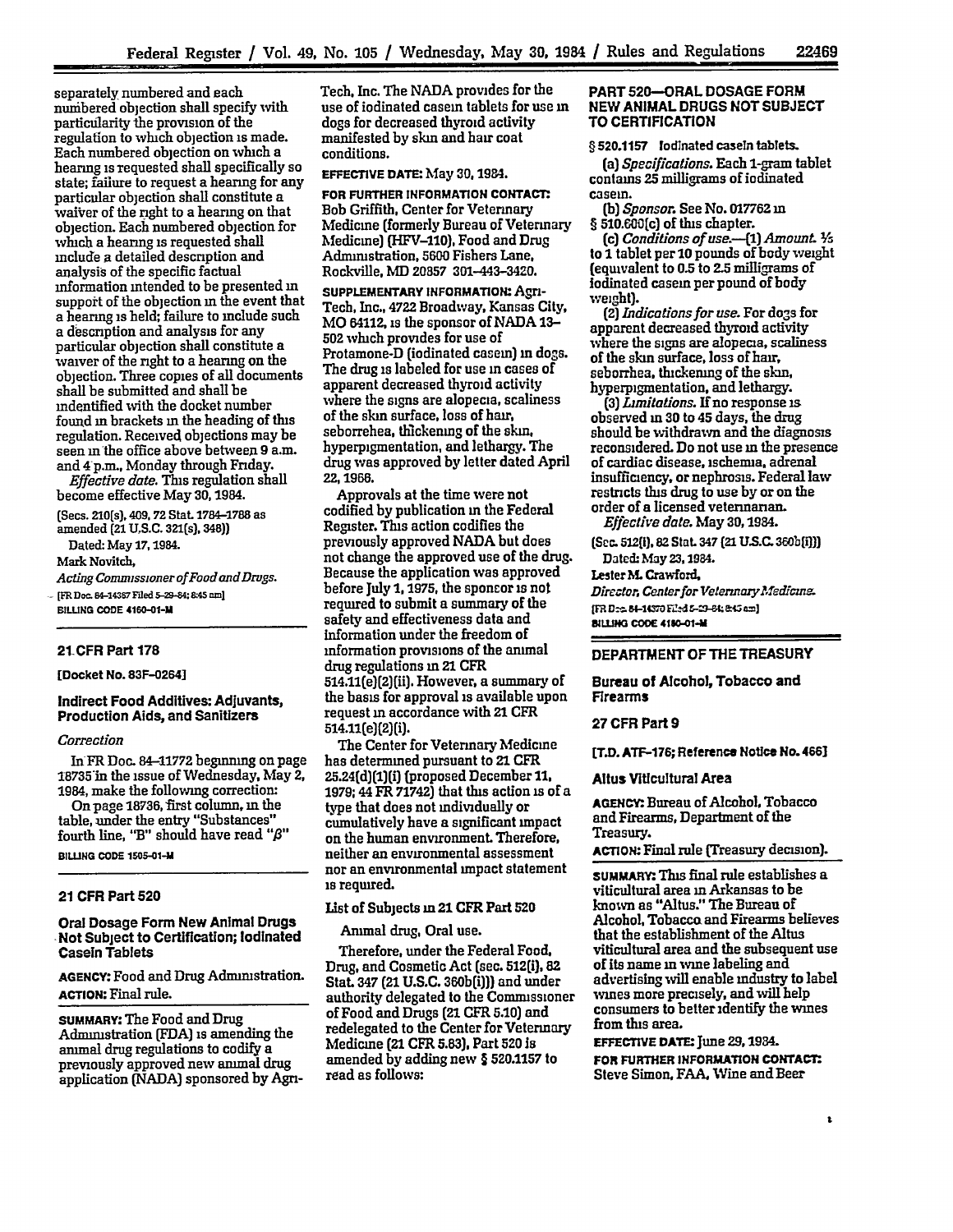separately numbered and each numbered objection shall specify with particularity the provision of the regulation to which objection is made. Each numbered objection on which a hearing is requested shall specifically so state; failure to request a hearing for any particular objection shall constitute a waiver of the right to a hearing on that objection. Each numbered objection for which a hearing is requested shall include a detailed description and analysis of the specific factual information intended to be presented in support of the objection in the event that a hearing is held; failure to include such a description and analysis for any particular objection shall constitute a waiver of the right to a hearing on the objection. Three copies of all documents shall be submitted and shall be indentified with the docket number found in brackets in the heading of this regulation. Received objections may be seen in the office above between 9 a.m. and 4 p.m., Monday through Friday.

*Effective date.* This regulation shall become effective May 30, 1984.

(Secs. 210(s), 409, 72 Stat. 1784–1788 as amended (21 U.S.C. 321(s), 348))

Dated: May 17, 1984.

Mark Novitch,

*Acting Commissioner of Food and Drugs.*

[FR Doc. 84-14387 Filed 5-29-84; 8:45 am]

BILLING CODE 4160-01-M

## 21 CFR Part 178

**[Docket No. 83F-0264]**

### Indirect Food Additives: Adjuvants, Production Aids, and Sanitizers

*Correction*

In FR Doc. 84–11772 beginning on page 18735 in the issue of Wednesday, May 2, 1984, make the following correction:

On page 18736, first column, in the table, under the entry "Substances" fourth line, "B" should have read "$\beta$"

BILLING CODE 1505-01-M

## 21 CFR Part 520

### Oral Dosage Form New Animal Drugs Not Subject to Certification; Iodinated Casein Tablets

**AGENCY:** Food and Drug Administration.

**ACTION:** Final rule.

**SUMMARY:** The Food and Drug Administration (FDA) is amending the animal drug regulations to codify a previously approved new animal drug application (NADA) sponsored by Agri-Tech, Inc. The NADA provides for the use of iodinated casein tablets for use in dogs for decreased thyroid activity manifested by skin and hair coat conditions.

**EFFECTIVE DATE:** May 30, 1984.

**FOR FURTHER INFORMATION CONTACT:** Bob Griffith, Center for Veterinary Medicine (formerly Bureau of Veterinary Medicine) (HFV–110), Food and Drug Administration, 5600 Fishers Lane, Rockville, MD 20857 301–443–3420.

**SUPPLEMENTARY INFORMATION:** Agri-Tech, Inc., 4722 Broadway, Kansas City, MO 64112, is the sponsor of NADA 13–502 which provides for use of Protamone-D (iodinated casein) in dogs. The drug is labeled for use in cases of apparent decreased thyroid activity where the signs are alopecia, scaliness of the skin surface, loss of hair, seborrehea, thickening of the skin, hyperpigmentation, and lethargy. The drug was approved by letter dated April 22, 1966.

Approvals at the time were not codified by publication in the Federal Register. This action codifies the previously approved NADA but does not change the approved use of the drug. Because the application was approved before July 1, 1975, the sponsor is not required to submit a summary of the safety and effectiveness data and information under the freedom of information provisions of the animal drug regulations in 21 CFR 514.11(e)(2)(ii). However, a summary of the basis for approval is available upon request in accordance with 21 CFR 514.11(e)(2)(i).

The Center for Veterinary Medicine has determined pursuant to 21 CFR 25.24(d)(1)(i) (proposed December 11, 1979; 44 FR 71742) that this action is of a type that does not individually or cumulatively have a significant impact on the human environment. Therefore, neither an environmental assessment nor an environmental impact statement is required.

List of Subjects in 21 CFR Part 520

Animal drug, Oral use.

Therefore, under the Federal Food, Drug, and Cosmetic Act (sec. 512(i), 82 Stat. 347 (21 U.S.C. 360b(i))) and under authority delegated to the Commissioner of Food and Drugs (21 CFR 5.10) and redelegated to the Center for Veterinary Medicine (21 CFR 5.83), Part 520 is amended by adding new § 520.1157 to read as follows:

### PART 520—ORAL DOSAGE FORM NEW ANIMAL DRUGS NOT SUBJECT TO CERTIFICATION

**§ 520.1157 Iodinated casein tablets.**

(a) *Specifications.* Each 1-gram tablet contains 25 milligrams of iodinated casein.

(b) *Sponsor.* See No. 017762 in § 510.600(c) of this chapter.

(c) *Conditions of use.*—(1) *Amount.* ½ to 1 tablet per 10 pounds of body weight (equivalent to 0.5 to 2.5 milligrams of iodinated casein per pound of body weight).

(2) *Indications for use.* For dogs for apparent decreased thyroid activity where the signs are alopecia, scaliness of the skin surface, loss of hair, seborrhea, thickening of the skin, hyperpigmentation, and lethargy.

(3) *Limitations.* If no response is observed in 30 to 45 days, the drug should be withdrawn and the diagnosis reconsidered. Do not use in the presence of cardiac disease, ischemia, adrenal insufficiency, or nephrosis. Federal law restricts this drug to use by or on the order of a licensed veterinarian.

*Effective date.* May 30, 1984.

(Sec. 512(i), 82 Stat. 347 (21 U.S.C. 360b(i)))

Dated: May 23, 1984.

Lester M. Crawford,

*Director, Center for Veterinary Medicine.*

[FR Doc. 84-14370 Filed 5-29-84; 8:45 am]

BILLING CODE 4160-01-M

## DEPARTMENT OF THE TREASURY

### Bureau of Alcohol, Tobacco and Firearms

## 27 CFR Part 9

**[T.D. ATF-176; Reference Notice No. 466]**

### Altus Viticultural Area

**AGENCY:** Bureau of Alcohol, Tobacco and Firearms, Department of the Treasury.

**ACTION:** Final rule (Treasury decision).

**SUMMARY:** This final rule establishes a viticultural area in Arkansas to be known as "Altus." The Bureau of Alcohol, Tobacco and Firearms believes that the establishment of the Altus viticultural area and the subsequent use of its name in wine labeling and advertising will enable industry to label wines more precisely, and will help consumers to better identify the wines from this area.

**EFFECTIVE DATE:** June 29, 1984.

**FOR FURTHER INFORMATION CONTACT:** Steve Simon, FAA, Wine and Beer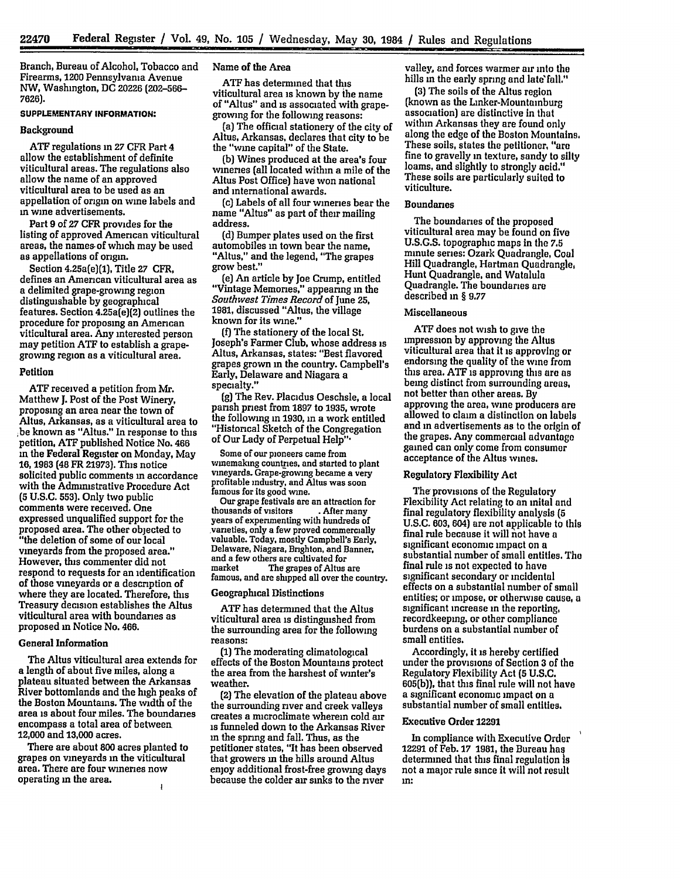Branch, Bureau of Alcohol, Tobacco and Firearms, 1200 Pennsylvania Avenue NW, Washington, DC 20226 (202-566-7626).

**SUPPLEMENTARY INFORMATION:**

### Background

ATF regulations in 27 CFR Part 4 allow the establishment of definite viticultural areas. The regulations also allow the name of an approved viticultural area to be used as an appellation of origin on wine labels and in wine advertisements.

Part 9 of 27 CFR provides for the listing of approved American viticultural areas, the names of which may be used as appellations of origin.

Section 4.25a(e)(1), Title 27 CFR, defines an American viticultural area as a delimited grape-growing region distinguishable by geographical features. Section 4.25a(e)(2) outlines the procedure for proposing an American viticultural area. Any interested person may petition ATF to establish a grape-growing region as a viticultural area.

### Petition

ATF received a petition from Mr. Matthew J. Post of the Post Winery, proposing an area near the town of Altus, Arkansas, as a viticultural area to be known as "Altus." In response to this petition, ATF published Notice No. 466 in the Federal Register on Monday, May 16, 1983 (48 FR 21973). This notice solicited public comments in accordance with the Administrative Procedure Act (5 U.S.C. 553). Only two public comments were received. One expressed unqualified support for the proposed area. The other objected to "the deletion of some of our local vineyards from the proposed area." However, this commenter did not respond to requests for an identification of those vineyards or a description of where they are located. Therefore, this Treasury decision establishes the Altus viticultural area with boundaries as proposed in Notice No. 466.

### General Information

The Altus viticultural area extends for a length of about five miles, along a plateau situated between the Arkansas River bottomlands and the high peaks of the Boston Mountains. The width of the area is about four miles. The boundaries encompass a total area of between 12,000 and 13,000 acres.

There are about 800 acres planted to grapes on vineyards in the viticultural area. There are four wineries now operating in the area.

### Name of the Area

ATF has determined that this viticultural area is known by the name of "Altus" and is associated with grape-growing for the following reasons:

(a) The official stationery of the city of Altus, Arkansas, declares that city to be the "wine capital" of the State.

(b) Wines produced at the area's four wineries (all located within a mile of the Altus Post Office) have won national and international awards.

(c) Labels of all four wineries bear the name "Altus" as part of their mailing address.

(d) Bumper plates used on the first automobiles in town bear the name, "Altus," and the legend, "The grapes grow best."

(e) An article by Joe Crump, entitled "Vintage Memories," appearing in the *Southwest Times Record* of June 25, 1981, discussed "Altus, the village known for its wine."

(f) The stationery of the local St. Joseph's Farmer Club, whose address is Altus, Arkansas, states: "Best flavored grapes grown in the country. Campbell's Early, Delaware and Niagara a specialty."

(g) The Rev. Placidus Oeschsle, a local parish priest from 1897 to 1935, wrote the following in 1930, in a work entitled "Historical Sketch of the Congregation of Our Lady of Perpetual Help":

> Some of our pioneers came from winemaking countries, and started to plant vineyards. Grape-growing became a very profitable industry, and Altus was soon famous for its good wine.
>
> Our grape festivals are an attraction for thousands of visitors . After many years of experimenting with hundreds of varieties, only a few proved commercially valuable. Today, mostly Campbell's Early, Delaware, Niagara, Brighton, and Banner, and a few others are cultivated for market The grapes of Altus are famous, and are shipped all over the country.

### Geographical Distinctions

ATF has determined that the Altus viticultural area is distinguished from the surrounding area for the following reasons:

(1) The moderating climatological effects of the Boston Mountains protect the area from the harshest of winter's weather.

(2) The elevation of the plateau above the surrounding river and creek valleys creates a microclimate wherein cold air is funneled down to the Arkansas River in the spring and fall. Thus, as the petitioner states, "It has been observed that growers in the hills around Altus enjoy additional frost-free growing days because the colder air sinks to the river valley, and forces warmer air into the hills in the early spring and late fall."

(3) The soils of the Altus region (known as the Linker-Mountainburg association) are distinctive in that within Arkansas they are found only along the edge of the Boston Mountains. These soils, states the petitioner, "are fine to gravelly in texture, sandy to silty loams, and slightly to strongly acid." These soils are particularly suited to viticulture.

### Boundaries

The boundaries of the proposed viticultural area may be found on five U.S.G.S. topographic maps in the 7.5 minute series: Ozark Quadrangle, Coal Hill Quadrangle, Hartman Quadrangle, Hunt Quadrangle, and Watalula Quadrangle. The boundaries are described in § 9.77

### Miscellaneous

ATF does not wish to give the impression by approving the Altus viticultural area that it is approving or endorsing the quality of the wine from this area. ATF is approving this are as being distinct from surrounding areas, not better than other areas. By approving the area, wine producers are allowed to claim a distinction on labels and in advertisements as to the origin of the grapes. Any commercial advantage gained can only come from consumer acceptance of the Altus wines.

### Regulatory Flexibility Act

The provisions of the Regulatory Flexibility Act relating to an inital and final regulatory flexibility analysis (5 U.S.C. 603, 604) are not applicable to this final rule because it will not have a significant economic impact on a substantial number of small entities. The final rule is not expected to have significant secondary or incidental effects on a substantial number of small entities; or impose, or otherwise cause, a significant increase in the reporting, recordkeeping, or other compliance burdens on a substantial number of small entities.

Accordingly, it is hereby certified under the provisions of Section 3 of the Regulatory Flexibility Act (5 U.S.C. 605(b)), that this final rule will not have a significant economic impact on a substantial number of small entities.

### Executive Order 12291

In compliance with Executive Order 12291 of Feb. 17 1981, the Bureau has determined that this final regulation is not a major rule since it will not result in: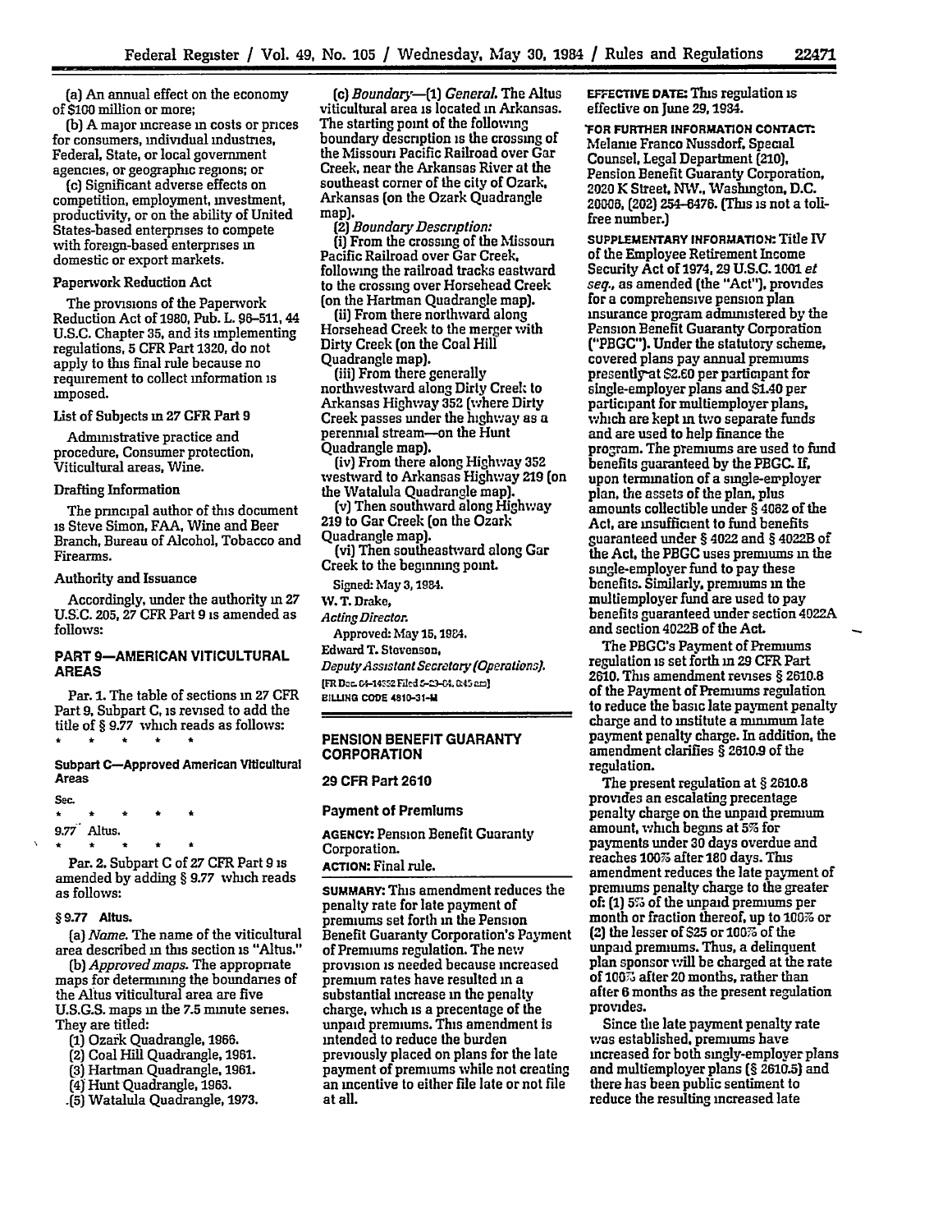(a) An annual effect on the economy of $100 million or more;

(b) A major increase in costs or prices for consumers, individual industries, Federal, State, or local government agencies, or geographic regions; or

(c) Significant adverse effects on competition, employment, investment, productivity, or on the ability of United States-based enterprises to compete with foreign-based enterprises in domestic or export markets.

### Paperwork Reduction Act

The provisions of the Paperwork Reduction Act of 1980, Pub. L. 96-511, 44 U.S.C. Chapter 35, and its implementing regulations, 5 CFR Part 1320, do not apply to this final rule because no requirement to collect information is imposed.

### List of Subjects in 27 CFR Part 9

Administrative practice and procedure, Consumer protection, Viticultural areas, Wine.

### Drafting Information

The principal author of this document is Steve Simon, FAA, Wine and Beer Branch, Bureau of Alcohol, Tobacco and Firearms.

### Authority and Issuance

Accordingly, under the authority in 27 U.S.C. 205, 27 CFR Part 9 is amended as follows:

## PART 9—AMERICAN VITICULTURAL AREAS

Par. 1. The table of sections in 27 CFR Part 9, Subpart C, is revised to add the title of § 9.77 which reads as follows:

\* \* \* \* \*

**Subpart C—Approved American Viticultural Areas**

Sec.

\* \* \* \* \*

9.77 Altus.

\* \* \* \* \*

Par. 2. Subpart C of 27 CFR Part 9 is amended by adding § 9.77 which reads as follows:

**§ 9.77 Altus.**

(a) *Name.* The name of the viticultural area described in this section is "Altus."

(b) *Approved maps.* The appropriate maps for determining the boundaries of the Altus viticultural area are five U.S.G.S. maps in the 7.5 minute series. They are titled:

(1) Ozark Quadrangle, 1966.

(2) Coal Hill Quadrangle, 1961.

(3) Hartman Quadrangle, 1961.

(4) Hunt Quadrangle, 1963.

(5) Watalula Quadrangle, 1973.

(c) *Boundary*—(1) *General.* The Altus viticultural area is located in Arkansas. The starting point of the following boundary description is the crossing of the Missouri Pacific Railroad over Gar Creek, near the Arkansas River at the southeast corner of the city of Ozark, Arkansas (on the Ozark Quadrangle map).

(2) *Boundary Description:*

(i) From the crossing of the Missouri Pacific Railroad over Gar Creek, following the railroad tracks eastward to the crossing over Horsehead Creek (on the Hartman Quadrangle map).

(ii) From there northward along Horsehead Creek to the merger with Dirty Creek (on the Coal Hill Quadrangle map).

(iii) From there generally northwestward along Dirty Creek to Arkansas Highway 352 (where Dirty Creek passes under the highway as a perennial stream—on the Hunt Quadrangle map).

(iv) From there along Highway 352 westward to Arkansas Highway 219 (on the Watalula Quadrangle map).

(v) Then southward along Highway 219 to Gar Creek (on the Ozark Quadrangle map).

(vi) Then southeastward along Gar Creek to the beginning point.

Signed: May 3, 1984.

W. T. Drake,

*Acting Director.*

Approved: May 15, 1984.

Edward T. Stevenson,

*Deputy Assistant Secretary (Operations).*

[FR Doc. 84-14552 Filed 5-29-84; 8:45 am]

BILLING CODE 4810-31-M

---

## PENSION BENEFIT GUARANTY CORPORATION

### 29 CFR Part 2610

### Payment of Premiums

**AGENCY:** Pension Benefit Guaranty Corporation.

**ACTION:** Final rule.

**SUMMARY:** This amendment reduces the penalty rate for late payment of premiums set forth in the Pension Benefit Guaranty Corporation's Payment of Premiums regulation. The new provision is needed because increased premium rates have resulted in a substantial increase in the penalty charge, which is a precentage of the unpaid premiums. This amendment is intended to reduce the burden previously placed on plans for the late payment of premiums while not creating an incentive to either file late or not file at all.

**EFFECTIVE DATE:** This regulation is effective on June 29, 1984.

**FOR FURTHER INFORMATION CONTACT:** Melanie Franco Nussdorf, Special Counsel, Legal Department (210), Pension Benefit Guaranty Corporation, 2020 K Street, NW., Washington, D.C. 20006, (202) 254-6476. (This is not a toll-free number.)

**SUPPLEMENTARY INFORMATION:** Title IV of the Employee Retirement Income Security Act of 1974, 29 U.S.C. 1001 *et seq.*, as amended (the "Act"), provides for a comprehensive pension plan insurance program administered by the Pension Benefit Guaranty Corporation ("PBGC"). Under the statutory scheme, covered plans pay annual premiums presently at $2.60 per participant for single-employer plans and $1.40 per participant for multiemployer plans, which are kept in two separate funds and are used to help finance the program. The premiums are used to fund benefits guaranteed by the PBGC. If, upon termination of a single-employer plan, the assets of the plan, plus amounts collectible under § 4062 of the Act, are insufficient to fund benefits guaranteed under § 4022 and § 4022B of the Act, the PBGC uses premiums in the single-employer fund to pay these benefits. Similarly, premiums in the multiemployer fund are used to pay benefits guaranteed under section 4022A and section 4022B of the Act.

The PBGC's Payment of Premiums regulation is set forth in 29 CFR Part 2610. This amendment revises § 2610.8 of the Payment of Premiums regulation to reduce the basic late payment penalty charge and to institute a minimum late payment penalty charge. In addition, the amendment clarifies § 2610.9 of the regulation.

The present regulation at § 2610.8 provides an escalating precentage penalty charge on the unpaid premium amount, which begins at 5% for payments under 30 days overdue and reaches 100% after 180 days. This amendment reduces the late payment of premiums penalty charge to the greater of: (1) 5% of the unpaid premiums per month or fraction thereof, up to 100% or (2) the lesser of $25 or 100% of the unpaid premiums. Thus, a delinquent plan sponsor will be charged at the rate of 100% after 20 months, rather than after 6 months as the present regulation provides.

Since the late payment penalty rate was established, premiums have increased for both singly-employer plans and multiemployer plans (§ 2610.5) and there has been public sentiment to reduce the resulting increased late